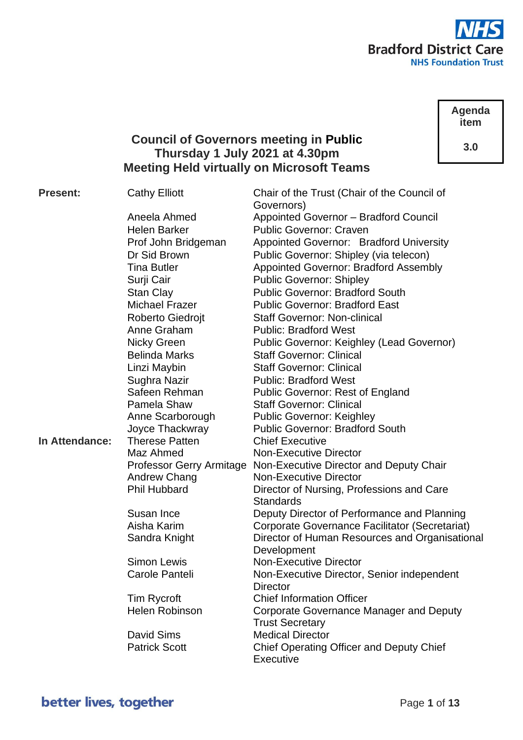Bradford District Care
NHS Foundation Trust

| Agenda item |
|---|
| 3.0 |

# Council of Governors meeting in **Public**
## Thursday 1 July 2021 at 4.30pm
## Meeting Held virtually on Microsoft Teams

| | | |
|---|---|---|
| **Present:** | Cathy Elliott | Chair of the Trust (Chair of the Council of Governors) |
| | Aneela Ahmed | Appointed Governor – Bradford Council |
| | Helen Barker | Public Governor: Craven |
| | Prof John Bridgeman | Appointed Governor: Bradford University |
| | Dr Sid Brown | Public Governor: Shipley (via telecon) |
| | Tina Butler | Appointed Governor: Bradford Assembly |
| | Surji Cair | Public Governor: Shipley |
| | Stan Clay | Public Governor: Bradford South |
| | Michael Frazer | Public Governor: Bradford East |
| | Roberto Giedrojt | Staff Governor: Non-clinical |
| | Anne Graham | Public: Bradford West |
| | Nicky Green | Public Governor: Keighley (Lead Governor) |
| | Belinda Marks | Staff Governor: Clinical |
| | Linzi Maybin | Staff Governor: Clinical |
| | Sughra Nazir | Public: Bradford West |
| | Safeen Rehman | Public Governor: Rest of England |
| | Pamela Shaw | Staff Governor: Clinical |
| | Anne Scarborough | Public Governor: Keighley |
| | Joyce Thackwray | Public Governor: Bradford South |
| **In Attendance:** | Therese Patten | Chief Executive |
| | Maz Ahmed | Non-Executive Director |
| | Professor Gerry Armitage | Non-Executive Director and Deputy Chair |
| | Andrew Chang | Non-Executive Director |
| | Phil Hubbard | Director of Nursing, Professions and Care Standards |
| | Susan Ince | Deputy Director of Performance and Planning |
| | Aisha Karim | Corporate Governance Facilitator (Secretariat) |
| | Sandra Knight | Director of Human Resources and Organisational Development |
| | Simon Lewis | Non-Executive Director |
| | Carole Panteli | Non-Executive Director, Senior independent Director |
| | Tim Rycroft | Chief Information Officer |
| | Helen Robinson | Corporate Governance Manager and Deputy Trust Secretary |
| | David Sims | Medical Director |
| | Patrick Scott | Chief Operating Officer and Deputy Chief Executive |

better lives, together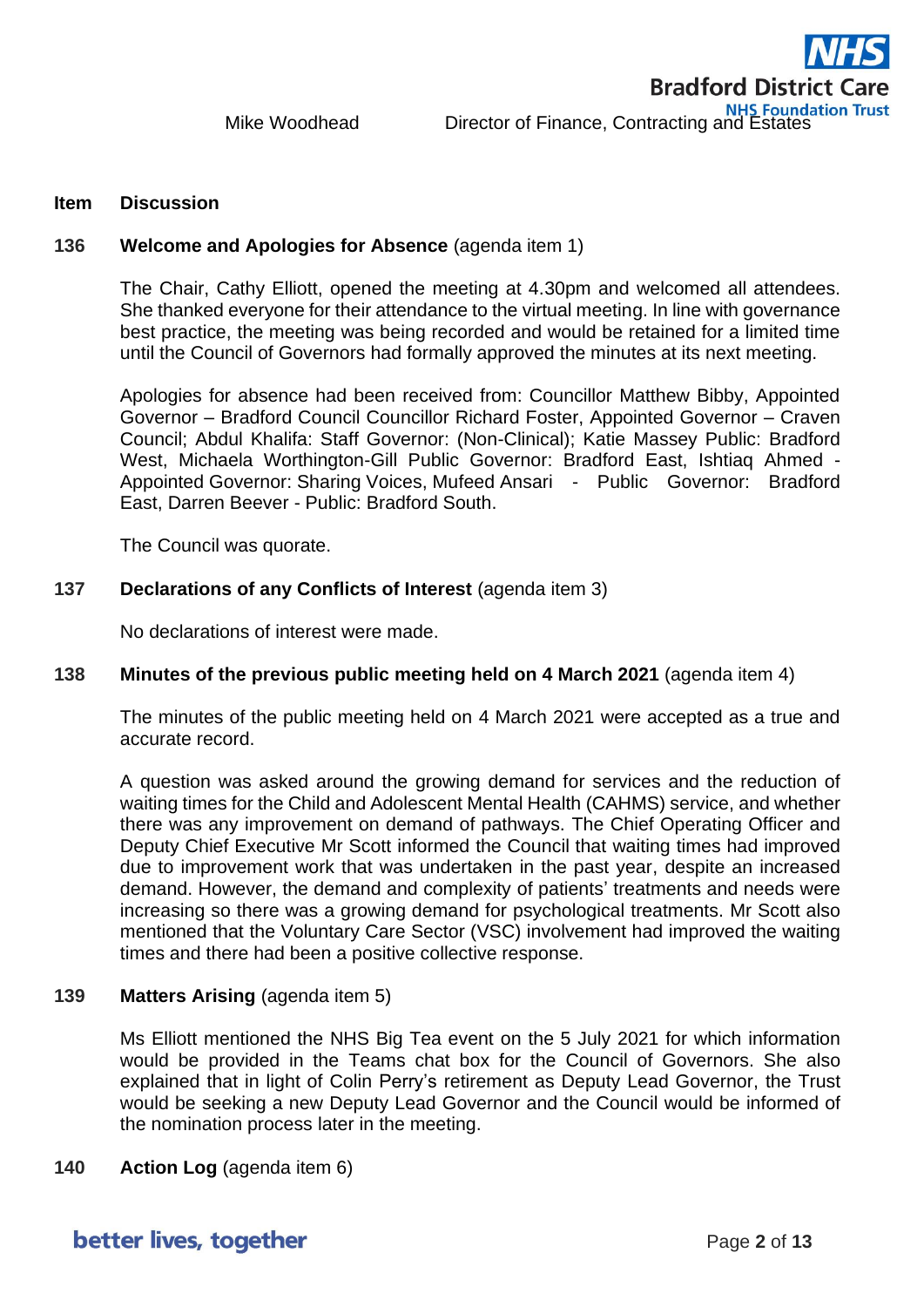Mike Woodhead Director of Finance, Contracting and Estates

| Item | Discussion |
|---|---|

**136 Welcome and Apologies for Absence** (agenda item 1)

The Chair, Cathy Elliott, opened the meeting at 4.30pm and welcomed all attendees. She thanked everyone for their attendance to the virtual meeting. In line with governance best practice, the meeting was being recorded and would be retained for a limited time until the Council of Governors had formally approved the minutes at its next meeting.

Apologies for absence had been received from: Councillor Matthew Bibby, Appointed Governor – Bradford Council Councillor Richard Foster, Appointed Governor – Craven Council; Abdul Khalifa: Staff Governor: (Non-Clinical); Katie Massey Public: Bradford West, Michaela Worthington-Gill Public Governor: Bradford East, Ishtiaq Ahmed - Appointed Governor: Sharing Voices, Mufeed Ansari - Public Governor: Bradford East, Darren Beever - Public: Bradford South.

The Council was quorate.

**137 Declarations of any Conflicts of Interest** (agenda item 3)

No declarations of interest were made.

**138 Minutes of the previous public meeting held on 4 March 2021** (agenda item 4)

The minutes of the public meeting held on 4 March 2021 were accepted as a true and accurate record.

A question was asked around the growing demand for services and the reduction of waiting times for the Child and Adolescent Mental Health (CAHMS) service, and whether there was any improvement on demand of pathways. The Chief Operating Officer and Deputy Chief Executive Mr Scott informed the Council that waiting times had improved due to improvement work that was undertaken in the past year, despite an increased demand. However, the demand and complexity of patients' treatments and needs were increasing so there was a growing demand for psychological treatments. Mr Scott also mentioned that the Voluntary Care Sector (VSC) involvement had improved the waiting times and there had been a positive collective response.

**139 Matters Arising** (agenda item 5)

Ms Elliott mentioned the NHS Big Tea event on the 5 July 2021 for which information would be provided in the Teams chat box for the Council of Governors. She also explained that in light of Colin Perry's retirement as Deputy Lead Governor, the Trust would be seeking a new Deputy Lead Governor and the Council would be informed of the nomination process later in the meeting.

**140 Action Log** (agenda item 6)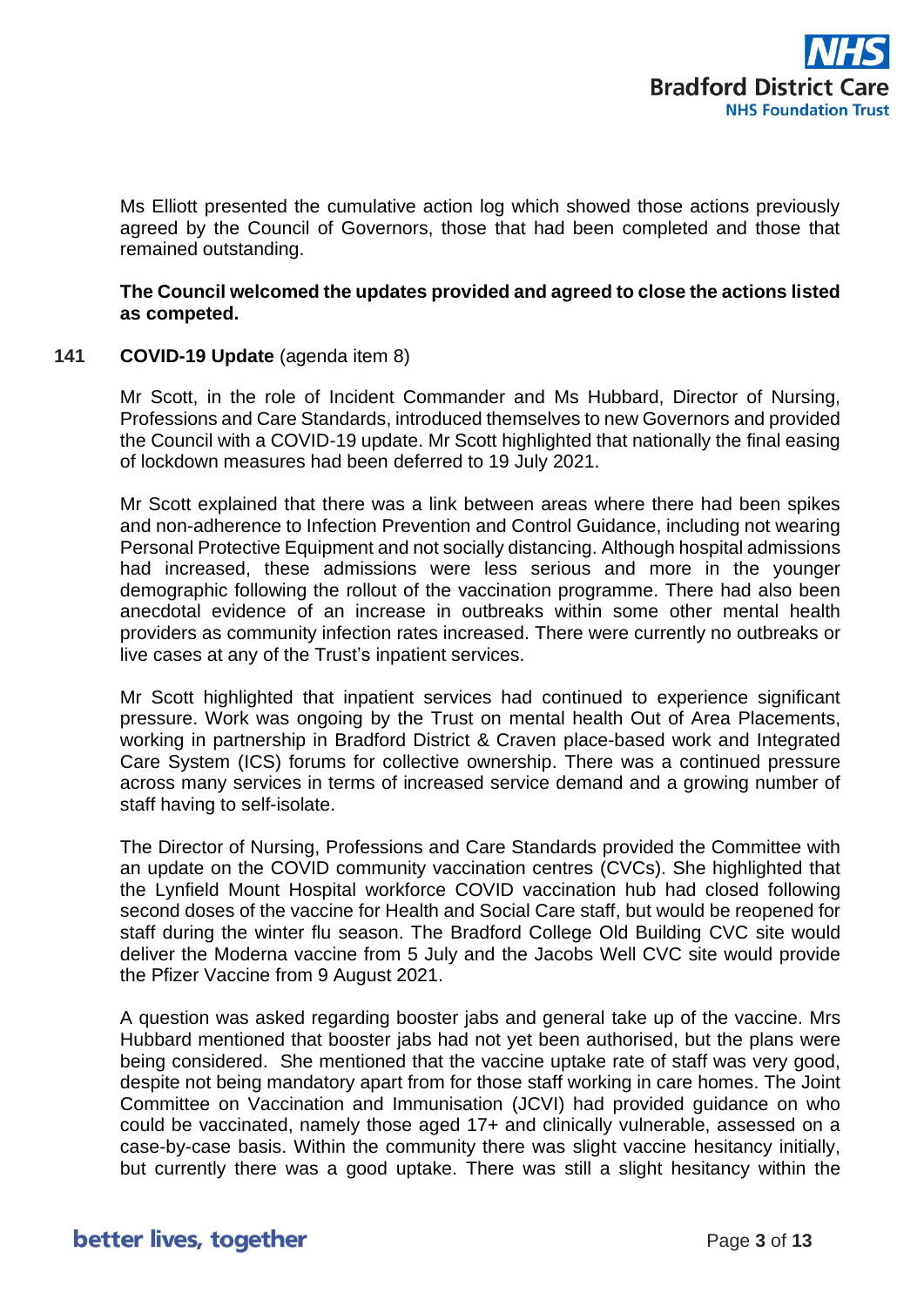Ms Elliott presented the cumulative action log which showed those actions previously agreed by the Council of Governors, those that had been completed and those that remained outstanding.

**The Council welcomed the updates provided and agreed to close the actions listed as competed.**

**141 COVID-19 Update** (agenda item 8)

Mr Scott, in the role of Incident Commander and Ms Hubbard, Director of Nursing, Professions and Care Standards, introduced themselves to new Governors and provided the Council with a COVID-19 update. Mr Scott highlighted that nationally the final easing of lockdown measures had been deferred to 19 July 2021.

Mr Scott explained that there was a link between areas where there had been spikes and non-adherence to Infection Prevention and Control Guidance, including not wearing Personal Protective Equipment and not socially distancing. Although hospital admissions had increased, these admissions were less serious and more in the younger demographic following the rollout of the vaccination programme. There had also been anecdotal evidence of an increase in outbreaks within some other mental health providers as community infection rates increased. There were currently no outbreaks or live cases at any of the Trust's inpatient services.

Mr Scott highlighted that inpatient services had continued to experience significant pressure. Work was ongoing by the Trust on mental health Out of Area Placements, working in partnership in Bradford District & Craven place-based work and Integrated Care System (ICS) forums for collective ownership. There was a continued pressure across many services in terms of increased service demand and a growing number of staff having to self-isolate.

The Director of Nursing, Professions and Care Standards provided the Committee with an update on the COVID community vaccination centres (CVCs). She highlighted that the Lynfield Mount Hospital workforce COVID vaccination hub had closed following second doses of the vaccine for Health and Social Care staff, but would be reopened for staff during the winter flu season. The Bradford College Old Building CVC site would deliver the Moderna vaccine from 5 July and the Jacobs Well CVC site would provide the Pfizer Vaccine from 9 August 2021.

A question was asked regarding booster jabs and general take up of the vaccine. Mrs Hubbard mentioned that booster jabs had not yet been authorised, but the plans were being considered. She mentioned that the vaccine uptake rate of staff was very good, despite not being mandatory apart from for those staff working in care homes. The Joint Committee on Vaccination and Immunisation (JCVI) had provided guidance on who could be vaccinated, namely those aged 17+ and clinically vulnerable, assessed on a case-by-case basis. Within the community there was slight vaccine hesitancy initially, but currently there was a good uptake. There was still a slight hesitancy within the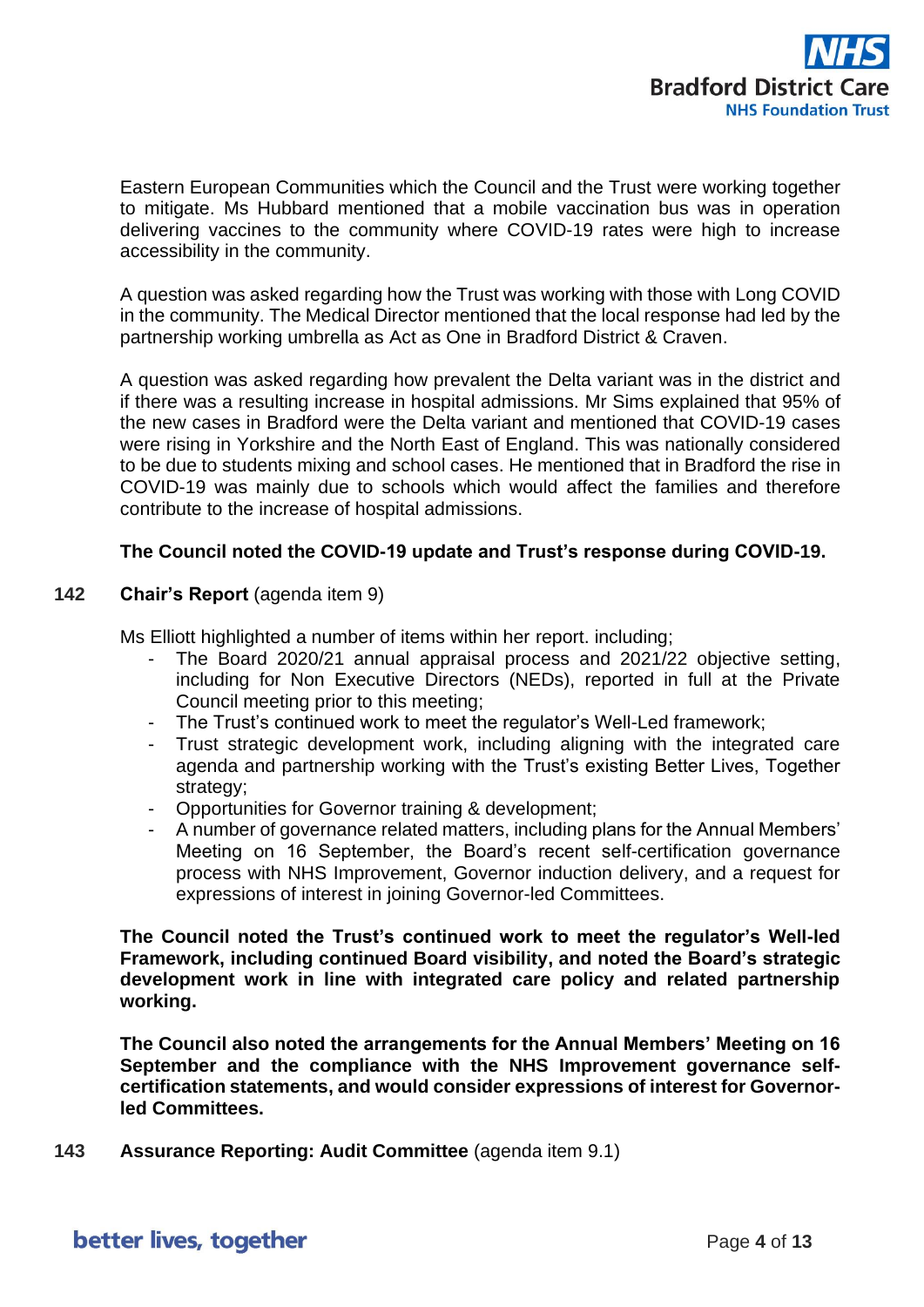Eastern European Communities which the Council and the Trust were working together to mitigate. Ms Hubbard mentioned that a mobile vaccination bus was in operation delivering vaccines to the community where COVID-19 rates were high to increase accessibility in the community.

A question was asked regarding how the Trust was working with those with Long COVID in the community. The Medical Director mentioned that the local response had led by the partnership working umbrella as Act as One in Bradford District & Craven.

A question was asked regarding how prevalent the Delta variant was in the district and if there was a resulting increase in hospital admissions. Mr Sims explained that 95% of the new cases in Bradford were the Delta variant and mentioned that COVID-19 cases were rising in Yorkshire and the North East of England. This was nationally considered to be due to students mixing and school cases. He mentioned that in Bradford the rise in COVID-19 was mainly due to schools which would affect the families and therefore contribute to the increase of hospital admissions.

**The Council noted the COVID-19 update and Trust's response during COVID-19.**

**142 Chair's Report** (agenda item 9)

Ms Elliott highlighted a number of items within her report. including;

- The Board 2020/21 annual appraisal process and 2021/22 objective setting, including for Non Executive Directors (NEDs), reported in full at the Private Council meeting prior to this meeting;
- The Trust's continued work to meet the regulator's Well-Led framework;
- Trust strategic development work, including aligning with the integrated care agenda and partnership working with the Trust's existing Better Lives, Together strategy;
- Opportunities for Governor training & development;
- A number of governance related matters, including plans for the Annual Members' Meeting on 16 September, the Board's recent self-certification governance process with NHS Improvement, Governor induction delivery, and a request for expressions of interest in joining Governor-led Committees.

**The Council noted the Trust's continued work to meet the regulator's Well-led Framework, including continued Board visibility, and noted the Board's strategic development work in line with integrated care policy and related partnership working.**

**The Council also noted the arrangements for the Annual Members' Meeting on 16 September and the compliance with the NHS Improvement governance self-certification statements, and would consider expressions of interest for Governor-led Committees.**

**143 Assurance Reporting: Audit Committee** (agenda item 9.1)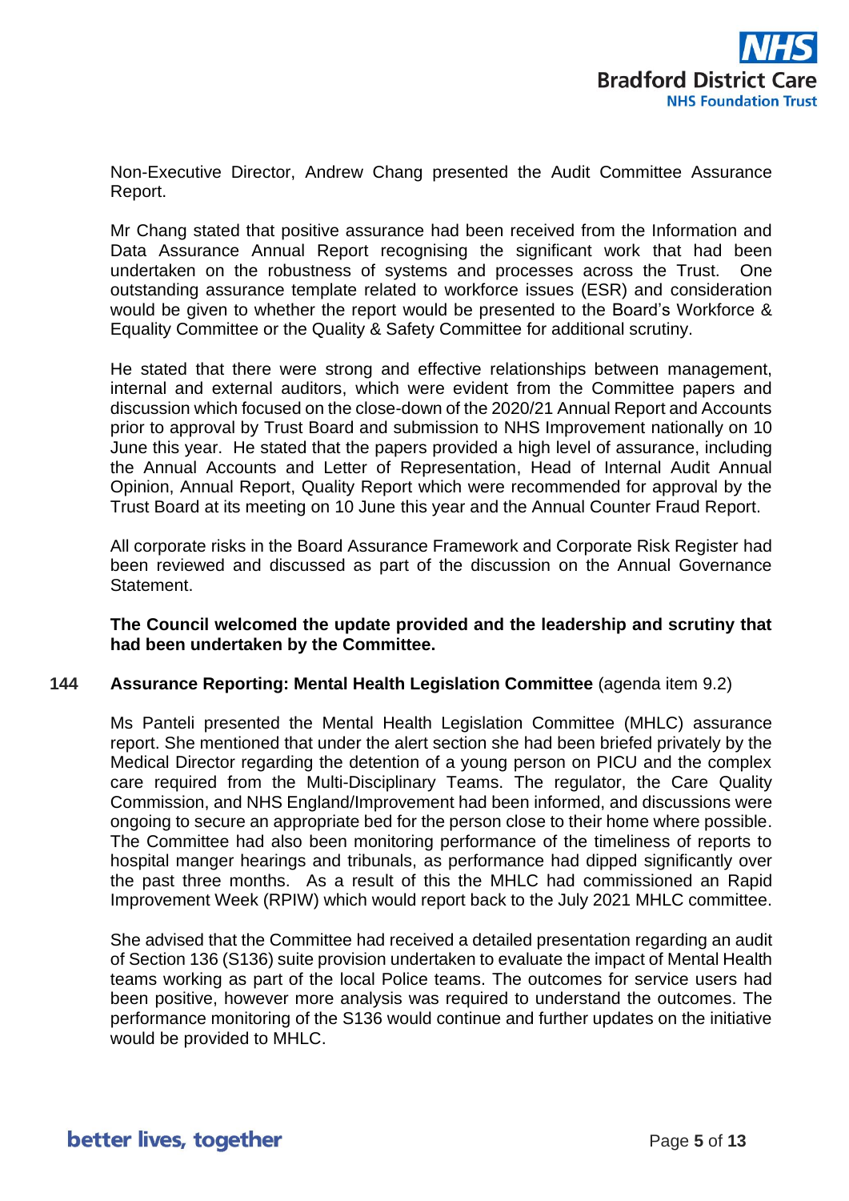Non-Executive Director, Andrew Chang presented the Audit Committee Assurance Report.

Mr Chang stated that positive assurance had been received from the Information and Data Assurance Annual Report recognising the significant work that had been undertaken on the robustness of systems and processes across the Trust. One outstanding assurance template related to workforce issues (ESR) and consideration would be given to whether the report would be presented to the Board's Workforce & Equality Committee or the Quality & Safety Committee for additional scrutiny.

He stated that there were strong and effective relationships between management, internal and external auditors, which were evident from the Committee papers and discussion which focused on the close-down of the 2020/21 Annual Report and Accounts prior to approval by Trust Board and submission to NHS Improvement nationally on 10 June this year. He stated that the papers provided a high level of assurance, including the Annual Accounts and Letter of Representation, Head of Internal Audit Annual Opinion, Annual Report, Quality Report which were recommended for approval by the Trust Board at its meeting on 10 June this year and the Annual Counter Fraud Report.

All corporate risks in the Board Assurance Framework and Corporate Risk Register had been reviewed and discussed as part of the discussion on the Annual Governance Statement.

**The Council welcomed the update provided and the leadership and scrutiny that had been undertaken by the Committee.**

**144 Assurance Reporting: Mental Health Legislation Committee** (agenda item 9.2)

Ms Panteli presented the Mental Health Legislation Committee (MHLC) assurance report. She mentioned that under the alert section she had been briefed privately by the Medical Director regarding the detention of a young person on PICU and the complex care required from the Multi-Disciplinary Teams. The regulator, the Care Quality Commission, and NHS England/Improvement had been informed, and discussions were ongoing to secure an appropriate bed for the person close to their home where possible. The Committee had also been monitoring performance of the timeliness of reports to hospital manger hearings and tribunals, as performance had dipped significantly over the past three months. As a result of this the MHLC had commissioned an Rapid Improvement Week (RPIW) which would report back to the July 2021 MHLC committee.

She advised that the Committee had received a detailed presentation regarding an audit of Section 136 (S136) suite provision undertaken to evaluate the impact of Mental Health teams working as part of the local Police teams. The outcomes for service users had been positive, however more analysis was required to understand the outcomes. The performance monitoring of the S136 would continue and further updates on the initiative would be provided to MHLC.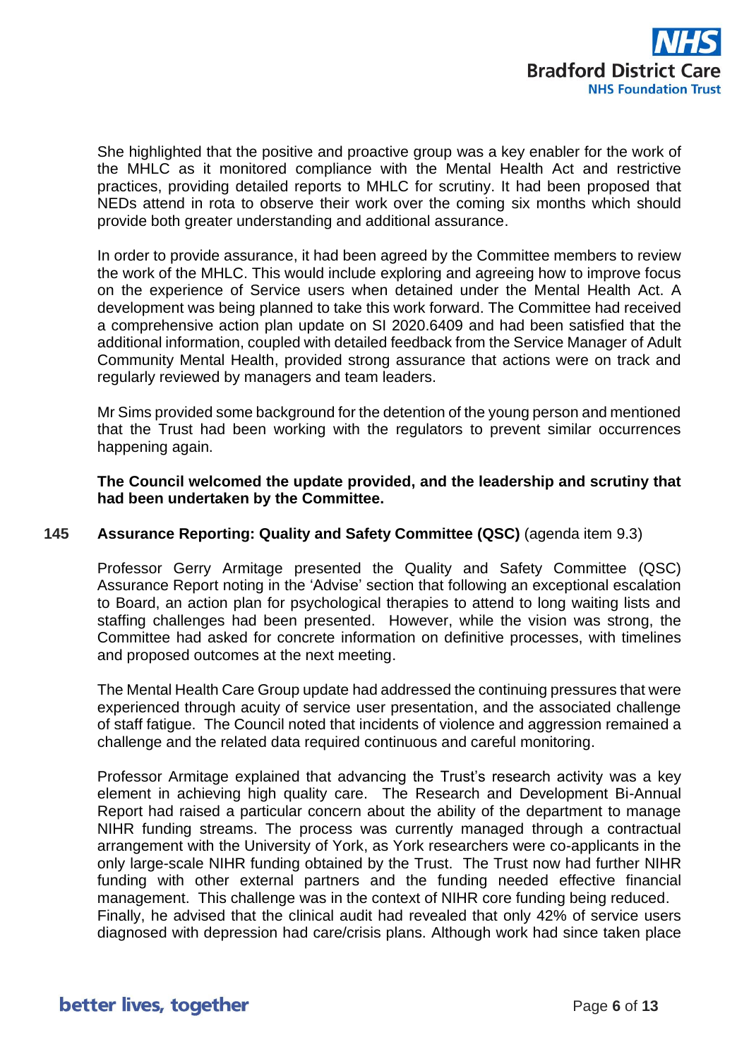She highlighted that the positive and proactive group was a key enabler for the work of the MHLC as it monitored compliance with the Mental Health Act and restrictive practices, providing detailed reports to MHLC for scrutiny. It had been proposed that NEDs attend in rota to observe their work over the coming six months which should provide both greater understanding and additional assurance.

In order to provide assurance, it had been agreed by the Committee members to review the work of the MHLC. This would include exploring and agreeing how to improve focus on the experience of Service users when detained under the Mental Health Act. A development was being planned to take this work forward. The Committee had received a comprehensive action plan update on SI 2020.6409 and had been satisfied that the additional information, coupled with detailed feedback from the Service Manager of Adult Community Mental Health, provided strong assurance that actions were on track and regularly reviewed by managers and team leaders.

Mr Sims provided some background for the detention of the young person and mentioned that the Trust had been working with the regulators to prevent similar occurrences happening again.

**The Council welcomed the update provided, and the leadership and scrutiny that had been undertaken by the Committee.**

**145 Assurance Reporting: Quality and Safety Committee (QSC)** (agenda item 9.3)

Professor Gerry Armitage presented the Quality and Safety Committee (QSC) Assurance Report noting in the 'Advise' section that following an exceptional escalation to Board, an action plan for psychological therapies to attend to long waiting lists and staffing challenges had been presented. However, while the vision was strong, the Committee had asked for concrete information on definitive processes, with timelines and proposed outcomes at the next meeting.

The Mental Health Care Group update had addressed the continuing pressures that were experienced through acuity of service user presentation, and the associated challenge of staff fatigue. The Council noted that incidents of violence and aggression remained a challenge and the related data required continuous and careful monitoring.

Professor Armitage explained that advancing the Trust's research activity was a key element in achieving high quality care. The Research and Development Bi-Annual Report had raised a particular concern about the ability of the department to manage NIHR funding streams. The process was currently managed through a contractual arrangement with the University of York, as York researchers were co-applicants in the only large-scale NIHR funding obtained by the Trust. The Trust now had further NIHR funding with other external partners and the funding needed effective financial management. This challenge was in the context of NIHR core funding being reduced.
Finally, he advised that the clinical audit had revealed that only 42% of service users diagnosed with depression had care/crisis plans. Although work had since taken place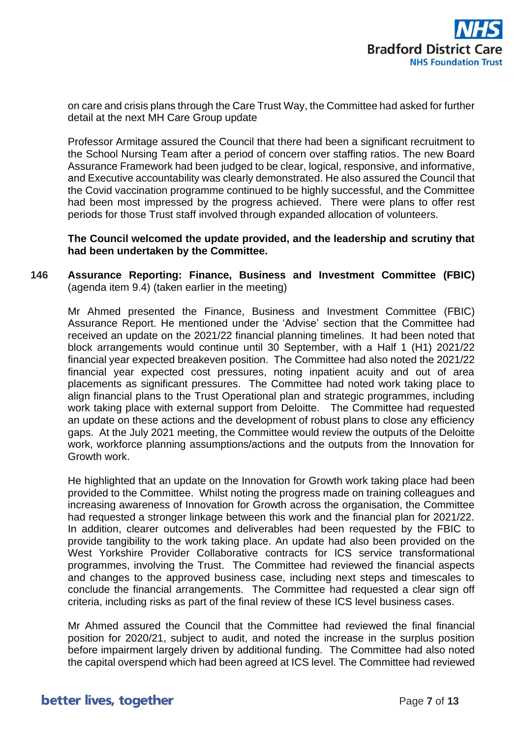on care and crisis plans through the Care Trust Way, the Committee had asked for further detail at the next MH Care Group update

Professor Armitage assured the Council that there had been a significant recruitment to the School Nursing Team after a period of concern over staffing ratios. The new Board Assurance Framework had been judged to be clear, logical, responsive, and informative, and Executive accountability was clearly demonstrated. He also assured the Council that the Covid vaccination programme continued to be highly successful, and the Committee had been most impressed by the progress achieved. There were plans to offer rest periods for those Trust staff involved through expanded allocation of volunteers.

**The Council welcomed the update provided, and the leadership and scrutiny that had been undertaken by the Committee.**

**146 Assurance Reporting: Finance, Business and Investment Committee (FBIC)** (agenda item 9.4) (taken earlier in the meeting)

Mr Ahmed presented the Finance, Business and Investment Committee (FBIC) Assurance Report. He mentioned under the 'Advise' section that the Committee had received an update on the 2021/22 financial planning timelines. It had been noted that block arrangements would continue until 30 September, with a Half 1 (H1) 2021/22 financial year expected breakeven position. The Committee had also noted the 2021/22 financial year expected cost pressures, noting inpatient acuity and out of area placements as significant pressures. The Committee had noted work taking place to align financial plans to the Trust Operational plan and strategic programmes, including work taking place with external support from Deloitte. The Committee had requested an update on these actions and the development of robust plans to close any efficiency gaps. At the July 2021 meeting, the Committee would review the outputs of the Deloitte work, workforce planning assumptions/actions and the outputs from the Innovation for Growth work.

He highlighted that an update on the Innovation for Growth work taking place had been provided to the Committee. Whilst noting the progress made on training colleagues and increasing awareness of Innovation for Growth across the organisation, the Committee had requested a stronger linkage between this work and the financial plan for 2021/22. In addition, clearer outcomes and deliverables had been requested by the FBIC to provide tangibility to the work taking place. An update had also been provided on the West Yorkshire Provider Collaborative contracts for ICS service transformational programmes, involving the Trust. The Committee had reviewed the financial aspects and changes to the approved business case, including next steps and timescales to conclude the financial arrangements. The Committee had requested a clear sign off criteria, including risks as part of the final review of these ICS level business cases.

Mr Ahmed assured the Council that the Committee had reviewed the final financial position for 2020/21, subject to audit, and noted the increase in the surplus position before impairment largely driven by additional funding. The Committee had also noted the capital overspend which had been agreed at ICS level. The Committee had reviewed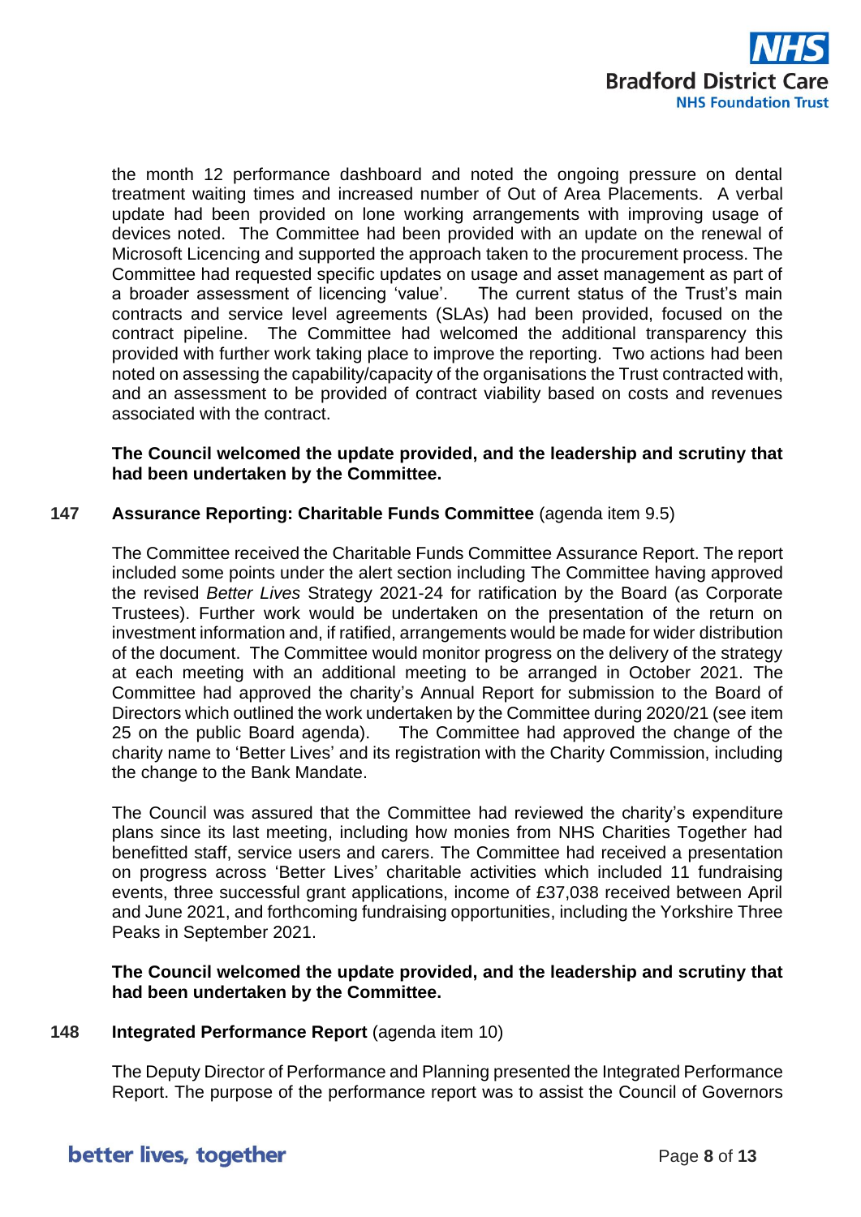the month 12 performance dashboard and noted the ongoing pressure on dental treatment waiting times and increased number of Out of Area Placements. A verbal update had been provided on lone working arrangements with improving usage of devices noted. The Committee had been provided with an update on the renewal of Microsoft Licencing and supported the approach taken to the procurement process. The Committee had requested specific updates on usage and asset management as part of a broader assessment of licencing 'value'. The current status of the Trust's main contracts and service level agreements (SLAs) had been provided, focused on the contract pipeline. The Committee had welcomed the additional transparency this provided with further work taking place to improve the reporting. Two actions had been noted on assessing the capability/capacity of the organisations the Trust contracted with, and an assessment to be provided of contract viability based on costs and revenues associated with the contract.

**The Council welcomed the update provided, and the leadership and scrutiny that had been undertaken by the Committee.**

**147 Assurance Reporting: Charitable Funds Committee** (agenda item 9.5)

The Committee received the Charitable Funds Committee Assurance Report. The report included some points under the alert section including The Committee having approved the revised *Better Lives* Strategy 2021-24 for ratification by the Board (as Corporate Trustees). Further work would be undertaken on the presentation of the return on investment information and, if ratified, arrangements would be made for wider distribution of the document. The Committee would monitor progress on the delivery of the strategy at each meeting with an additional meeting to be arranged in October 2021. The Committee had approved the charity's Annual Report for submission to the Board of Directors which outlined the work undertaken by the Committee during 2020/21 (see item 25 on the public Board agenda). The Committee had approved the change of the charity name to 'Better Lives' and its registration with the Charity Commission, including the change to the Bank Mandate.

The Council was assured that the Committee had reviewed the charity's expenditure plans since its last meeting, including how monies from NHS Charities Together had benefitted staff, service users and carers. The Committee had received a presentation on progress across 'Better Lives' charitable activities which included 11 fundraising events, three successful grant applications, income of £37,038 received between April and June 2021, and forthcoming fundraising opportunities, including the Yorkshire Three Peaks in September 2021.

**The Council welcomed the update provided, and the leadership and scrutiny that had been undertaken by the Committee.**

**148 Integrated Performance Report** (agenda item 10)

The Deputy Director of Performance and Planning presented the Integrated Performance Report. The purpose of the performance report was to assist the Council of Governors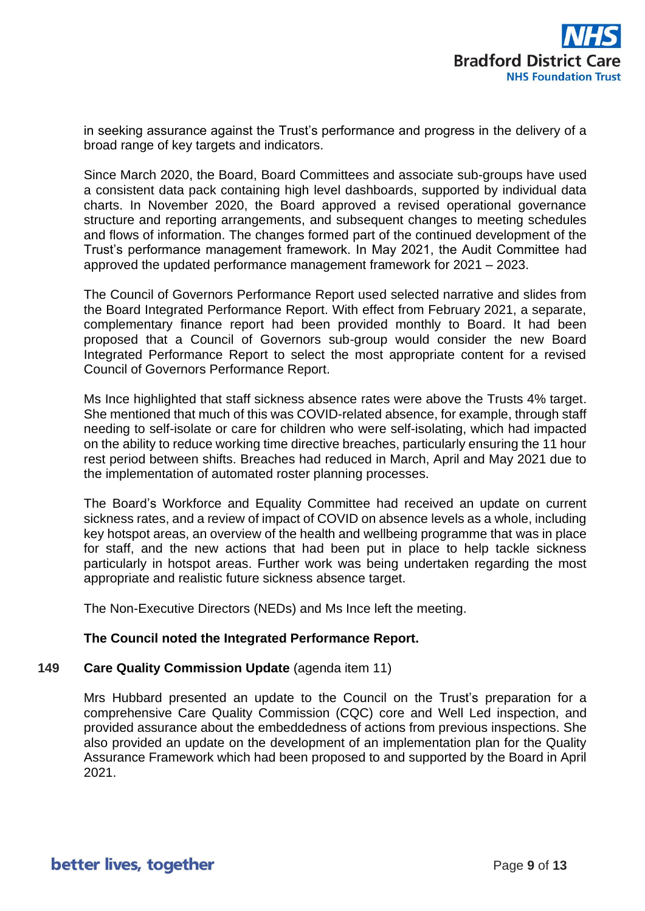in seeking assurance against the Trust's performance and progress in the delivery of a broad range of key targets and indicators.

Since March 2020, the Board, Board Committees and associate sub-groups have used a consistent data pack containing high level dashboards, supported by individual data charts. In November 2020, the Board approved a revised operational governance structure and reporting arrangements, and subsequent changes to meeting schedules and flows of information. The changes formed part of the continued development of the Trust's performance management framework. In May 2021, the Audit Committee had approved the updated performance management framework for 2021 – 2023.

The Council of Governors Performance Report used selected narrative and slides from the Board Integrated Performance Report. With effect from February 2021, a separate, complementary finance report had been provided monthly to Board. It had been proposed that a Council of Governors sub-group would consider the new Board Integrated Performance Report to select the most appropriate content for a revised Council of Governors Performance Report.

Ms Ince highlighted that staff sickness absence rates were above the Trusts 4% target. She mentioned that much of this was COVID-related absence, for example, through staff needing to self-isolate or care for children who were self-isolating, which had impacted on the ability to reduce working time directive breaches, particularly ensuring the 11 hour rest period between shifts. Breaches had reduced in March, April and May 2021 due to the implementation of automated roster planning processes.

The Board's Workforce and Equality Committee had received an update on current sickness rates, and a review of impact of COVID on absence levels as a whole, including key hotspot areas, an overview of the health and wellbeing programme that was in place for staff, and the new actions that had been put in place to help tackle sickness particularly in hotspot areas. Further work was being undertaken regarding the most appropriate and realistic future sickness absence target.

The Non-Executive Directors (NEDs) and Ms Ince left the meeting.

**The Council noted the Integrated Performance Report.**

**149 Care Quality Commission Update** (agenda item 11)

Mrs Hubbard presented an update to the Council on the Trust's preparation for a comprehensive Care Quality Commission (CQC) core and Well Led inspection, and provided assurance about the embeddedness of actions from previous inspections. She also provided an update on the development of an implementation plan for the Quality Assurance Framework which had been proposed to and supported by the Board in April 2021.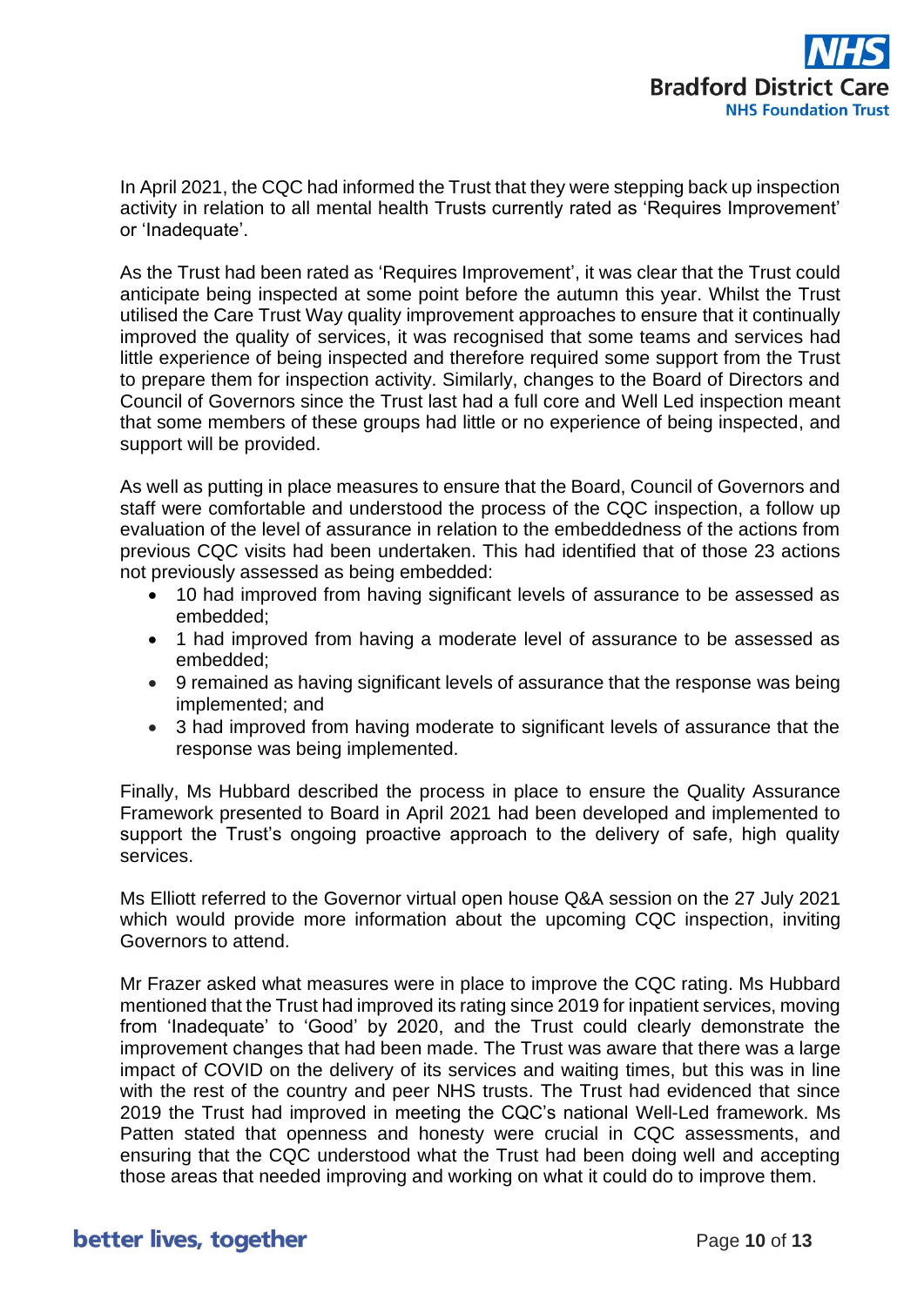In April 2021, the CQC had informed the Trust that they were stepping back up inspection activity in relation to all mental health Trusts currently rated as 'Requires Improvement' or 'Inadequate'.

As the Trust had been rated as 'Requires Improvement', it was clear that the Trust could anticipate being inspected at some point before the autumn this year. Whilst the Trust utilised the Care Trust Way quality improvement approaches to ensure that it continually improved the quality of services, it was recognised that some teams and services had little experience of being inspected and therefore required some support from the Trust to prepare them for inspection activity. Similarly, changes to the Board of Directors and Council of Governors since the Trust last had a full core and Well Led inspection meant that some members of these groups had little or no experience of being inspected, and support will be provided.

As well as putting in place measures to ensure that the Board, Council of Governors and staff were comfortable and understood the process of the CQC inspection, a follow up evaluation of the level of assurance in relation to the embeddedness of the actions from previous CQC visits had been undertaken. This had identified that of those 23 actions not previously assessed as being embedded:

- 10 had improved from having significant levels of assurance to be assessed as embedded;
- 1 had improved from having a moderate level of assurance to be assessed as embedded;
- 9 remained as having significant levels of assurance that the response was being implemented; and
- 3 had improved from having moderate to significant levels of assurance that the response was being implemented.

Finally, Ms Hubbard described the process in place to ensure the Quality Assurance Framework presented to Board in April 2021 had been developed and implemented to support the Trust's ongoing proactive approach to the delivery of safe, high quality services.

Ms Elliott referred to the Governor virtual open house Q&A session on the 27 July 2021 which would provide more information about the upcoming CQC inspection, inviting Governors to attend.

Mr Frazer asked what measures were in place to improve the CQC rating. Ms Hubbard mentioned that the Trust had improved its rating since 2019 for inpatient services, moving from 'Inadequate' to 'Good' by 2020, and the Trust could clearly demonstrate the improvement changes that had been made. The Trust was aware that there was a large impact of COVID on the delivery of its services and waiting times, but this was in line with the rest of the country and peer NHS trusts. The Trust had evidenced that since 2019 the Trust had improved in meeting the CQC's national Well-Led framework. Ms Patten stated that openness and honesty were crucial in CQC assessments, and ensuring that the CQC understood what the Trust had been doing well and accepting those areas that needed improving and working on what it could do to improve them.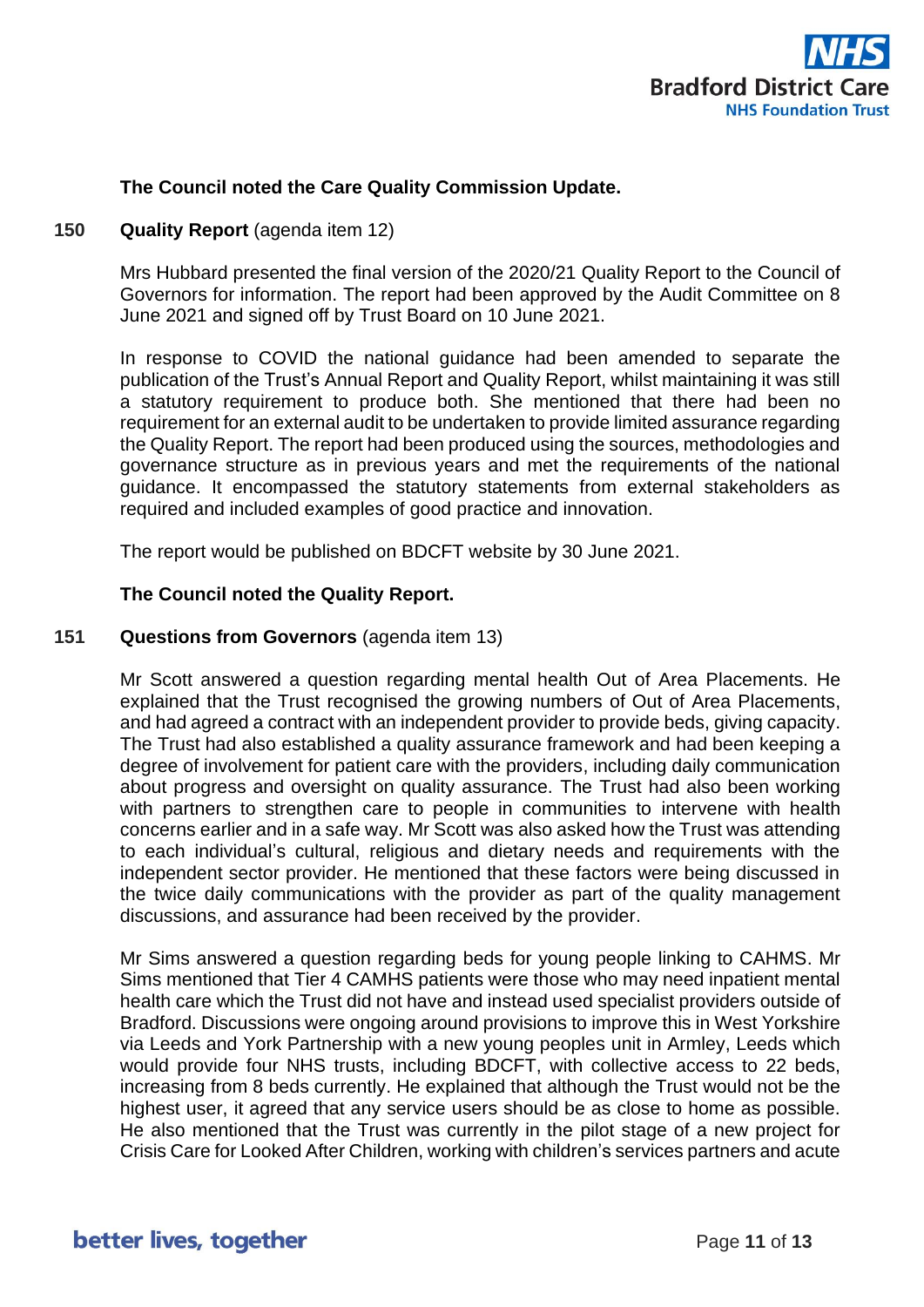**The Council noted the Care Quality Commission Update.**

**150 Quality Report** (agenda item 12)

Mrs Hubbard presented the final version of the 2020/21 Quality Report to the Council of Governors for information. The report had been approved by the Audit Committee on 8 June 2021 and signed off by Trust Board on 10 June 2021.

In response to COVID the national guidance had been amended to separate the publication of the Trust's Annual Report and Quality Report, whilst maintaining it was still a statutory requirement to produce both. She mentioned that there had been no requirement for an external audit to be undertaken to provide limited assurance regarding the Quality Report. The report had been produced using the sources, methodologies and governance structure as in previous years and met the requirements of the national guidance. It encompassed the statutory statements from external stakeholders as required and included examples of good practice and innovation.

The report would be published on BDCFT website by 30 June 2021.

**The Council noted the Quality Report.**

**151 Questions from Governors** (agenda item 13)

Mr Scott answered a question regarding mental health Out of Area Placements. He explained that the Trust recognised the growing numbers of Out of Area Placements, and had agreed a contract with an independent provider to provide beds, giving capacity. The Trust had also established a quality assurance framework and had been keeping a degree of involvement for patient care with the providers, including daily communication about progress and oversight on quality assurance. The Trust had also been working with partners to strengthen care to people in communities to intervene with health concerns earlier and in a safe way. Mr Scott was also asked how the Trust was attending to each individual's cultural, religious and dietary needs and requirements with the independent sector provider. He mentioned that these factors were being discussed in the twice daily communications with the provider as part of the quality management discussions, and assurance had been received by the provider.

Mr Sims answered a question regarding beds for young people linking to CAHMS. Mr Sims mentioned that Tier 4 CAMHS patients were those who may need inpatient mental health care which the Trust did not have and instead used specialist providers outside of Bradford. Discussions were ongoing around provisions to improve this in West Yorkshire via Leeds and York Partnership with a new young peoples unit in Armley, Leeds which would provide four NHS trusts, including BDCFT, with collective access to 22 beds, increasing from 8 beds currently. He explained that although the Trust would not be the highest user, it agreed that any service users should be as close to home as possible. He also mentioned that the Trust was currently in the pilot stage of a new project for Crisis Care for Looked After Children, working with children's services partners and acute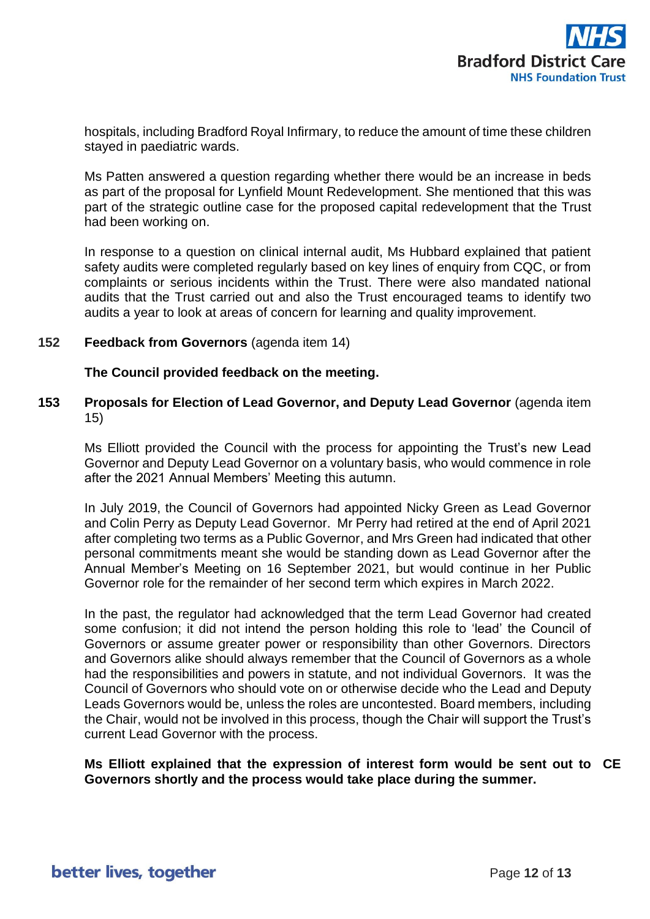hospitals, including Bradford Royal Infirmary, to reduce the amount of time these children stayed in paediatric wards.

Ms Patten answered a question regarding whether there would be an increase in beds as part of the proposal for Lynfield Mount Redevelopment. She mentioned that this was part of the strategic outline case for the proposed capital redevelopment that the Trust had been working on.

In response to a question on clinical internal audit, Ms Hubbard explained that patient safety audits were completed regularly based on key lines of enquiry from CQC, or from complaints or serious incidents within the Trust. There were also mandated national audits that the Trust carried out and also the Trust encouraged teams to identify two audits a year to look at areas of concern for learning and quality improvement.

**152 Feedback from Governors** (agenda item 14)

**The Council provided feedback on the meeting.**

**153 Proposals for Election of Lead Governor, and Deputy Lead Governor** (agenda item 15)

Ms Elliott provided the Council with the process for appointing the Trust's new Lead Governor and Deputy Lead Governor on a voluntary basis, who would commence in role after the 2021 Annual Members' Meeting this autumn.

In July 2019, the Council of Governors had appointed Nicky Green as Lead Governor and Colin Perry as Deputy Lead Governor. Mr Perry had retired at the end of April 2021 after completing two terms as a Public Governor, and Mrs Green had indicated that other personal commitments meant she would be standing down as Lead Governor after the Annual Member's Meeting on 16 September 2021, but would continue in her Public Governor role for the remainder of her second term which expires in March 2022.

In the past, the regulator had acknowledged that the term Lead Governor had created some confusion; it did not intend the person holding this role to 'lead' the Council of Governors or assume greater power or responsibility than other Governors. Directors and Governors alike should always remember that the Council of Governors as a whole had the responsibilities and powers in statute, and not individual Governors. It was the Council of Governors who should vote on or otherwise decide who the Lead and Deputy Leads Governors would be, unless the roles are uncontested. Board members, including the Chair, would not be involved in this process, though the Chair will support the Trust's current Lead Governor with the process.

**Ms Elliott explained that the expression of interest form would be sent out to Governors shortly and the process would take place during the summer.** **CE**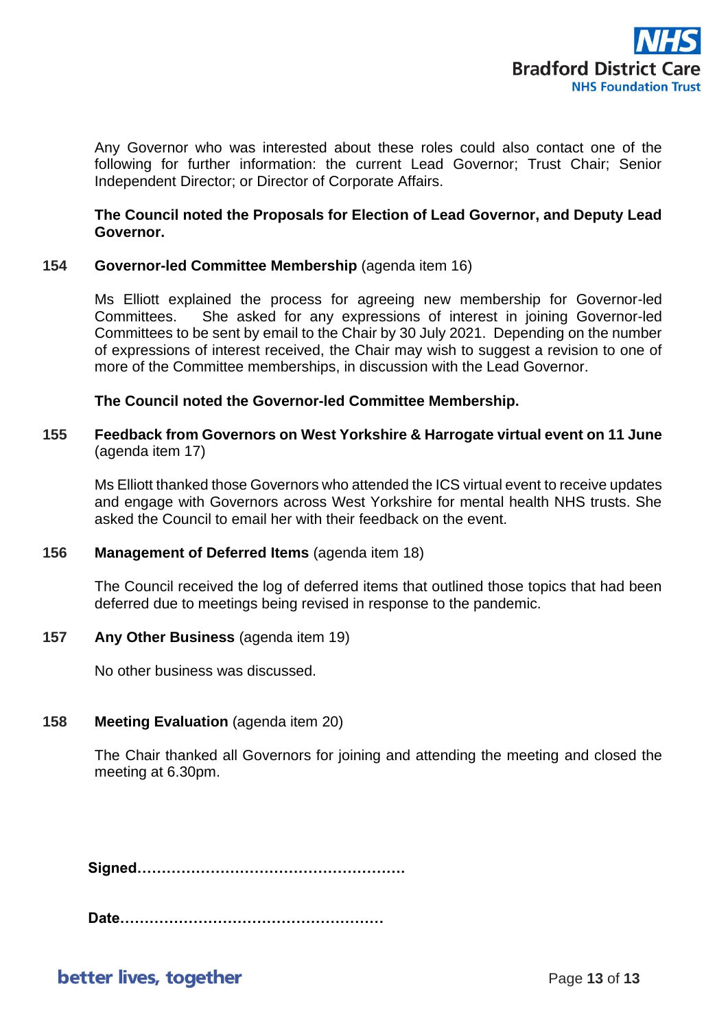Any Governor who was interested about these roles could also contact one of the following for further information: the current Lead Governor; Trust Chair; Senior Independent Director; or Director of Corporate Affairs.

**The Council noted the Proposals for Election of Lead Governor, and Deputy Lead Governor.**

**154 Governor-led Committee Membership** (agenda item 16)

Ms Elliott explained the process for agreeing new membership for Governor-led Committees. She asked for any expressions of interest in joining Governor-led Committees to be sent by email to the Chair by 30 July 2021. Depending on the number of expressions of interest received, the Chair may wish to suggest a revision to one of more of the Committee memberships, in discussion with the Lead Governor.

**The Council noted the Governor-led Committee Membership.**

**155 Feedback from Governors on West Yorkshire & Harrogate virtual event on 11 June** (agenda item 17)

Ms Elliott thanked those Governors who attended the ICS virtual event to receive updates and engage with Governors across West Yorkshire for mental health NHS trusts. She asked the Council to email her with their feedback on the event.

**156 Management of Deferred Items** (agenda item 18)

The Council received the log of deferred items that outlined those topics that had been deferred due to meetings being revised in response to the pandemic.

**157 Any Other Business** (agenda item 19)

No other business was discussed.

**158 Meeting Evaluation** (agenda item 20)

The Chair thanked all Governors for joining and attending the meeting and closed the meeting at 6.30pm.

**Signed……………………………………………….**

**Date……………………………………………….**